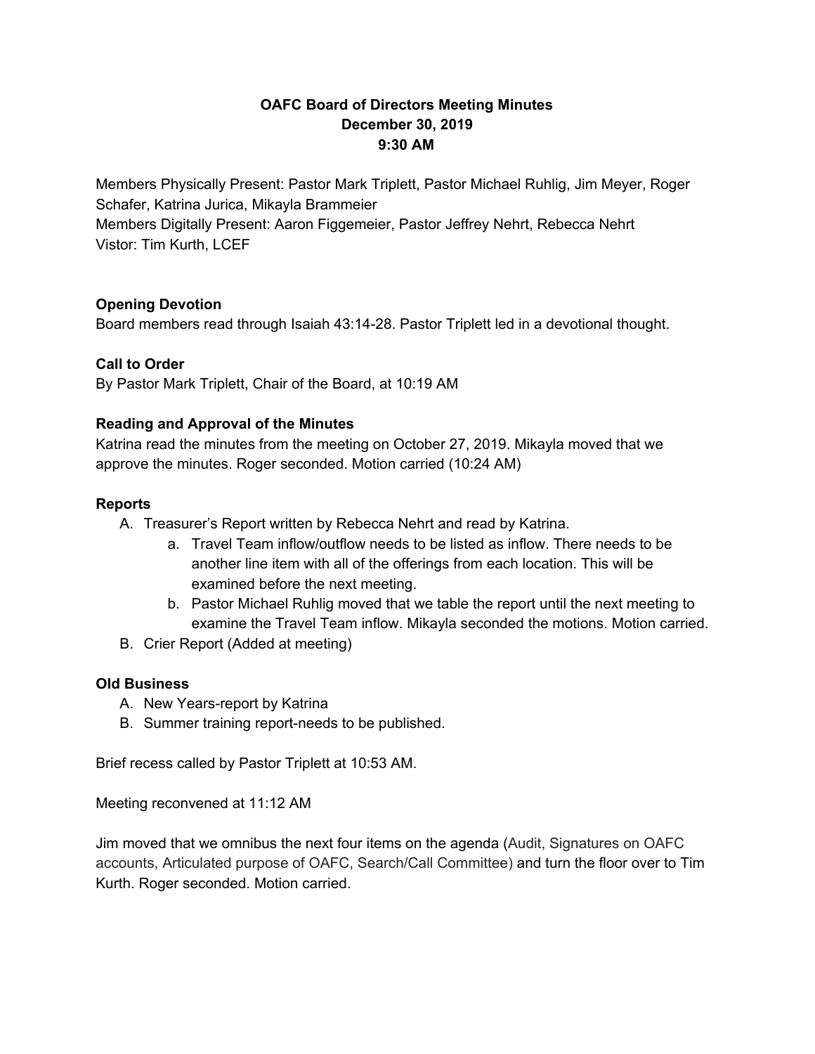**OAFC Board of Directors Meeting Minutes**
**December 30, 2019**
**9:30 AM**

Members Physically Present: Pastor Mark Triplett, Pastor Michael Ruhlig, Jim Meyer, Roger Schafer, Katrina Jurica, Mikayla Brammeier
Members Digitally Present: Aaron Figgemeier, Pastor Jeffrey Nehrt, Rebecca Nehrt
Vistor: Tim Kurth, LCEF

**Opening Devotion**
Board members read through Isaiah 43:14-28. Pastor Triplett led in a devotional thought.

**Call to Order**
By Pastor Mark Triplett, Chair of the Board, at 10:19 AM

**Reading and Approval of the Minutes**
Katrina read the minutes from the meeting on October 27, 2019. Mikayla moved that we approve the minutes. Roger seconded. Motion carried (10:24 AM)

**Reports**

A. Treasurer's Report written by Rebecca Nehrt and read by Katrina.
    a. Travel Team inflow/outflow needs to be listed as inflow. There needs to be another line item with all of the offerings from each location. This will be examined before the next meeting.
    b. Pastor Michael Ruhlig moved that we table the report until the next meeting to examine the Travel Team inflow. Mikayla seconded the motions. Motion carried.
B. Crier Report (Added at meeting)

**Old Business**

A. New Years-report by Katrina
B. Summer training report-needs to be published.

Brief recess called by Pastor Triplett at 10:53 AM.

Meeting reconvened at 11:12 AM

Jim moved that we omnibus the next four items on the agenda (Audit, Signatures on OAFC accounts, Articulated purpose of OAFC, Search/Call Committee) and turn the floor over to Tim Kurth. Roger seconded. Motion carried.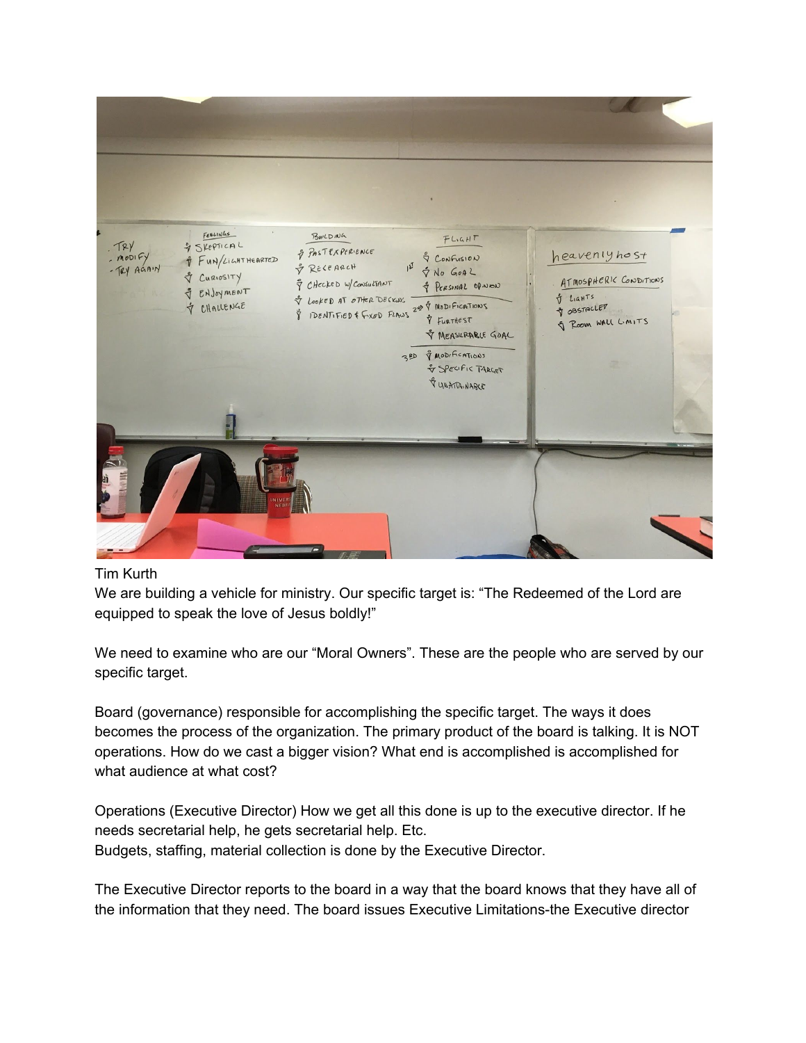Tim Kurth
We are building a vehicle for ministry. Our specific target is: “The Redeemed of the Lord are equipped to speak the love of Jesus boldly!”

We need to examine who are our “Moral Owners”. These are the people who are served by our specific target.

Board (governance) responsible for accomplishing the specific target. The ways it does becomes the process of the organization. The primary product of the board is talking. It is NOT operations. How do we cast a bigger vision? What end is accomplished is accomplished for what audience at what cost?

Operations (Executive Director) How we get all this done is up to the executive director. If he needs secretarial help, he gets secretarial help. Etc.
Budgets, staffing, material collection is done by the Executive Director.

The Executive Director reports to the board in a way that the board knows that they have all of the information that they need. The board issues Executive Limitations-the Executive director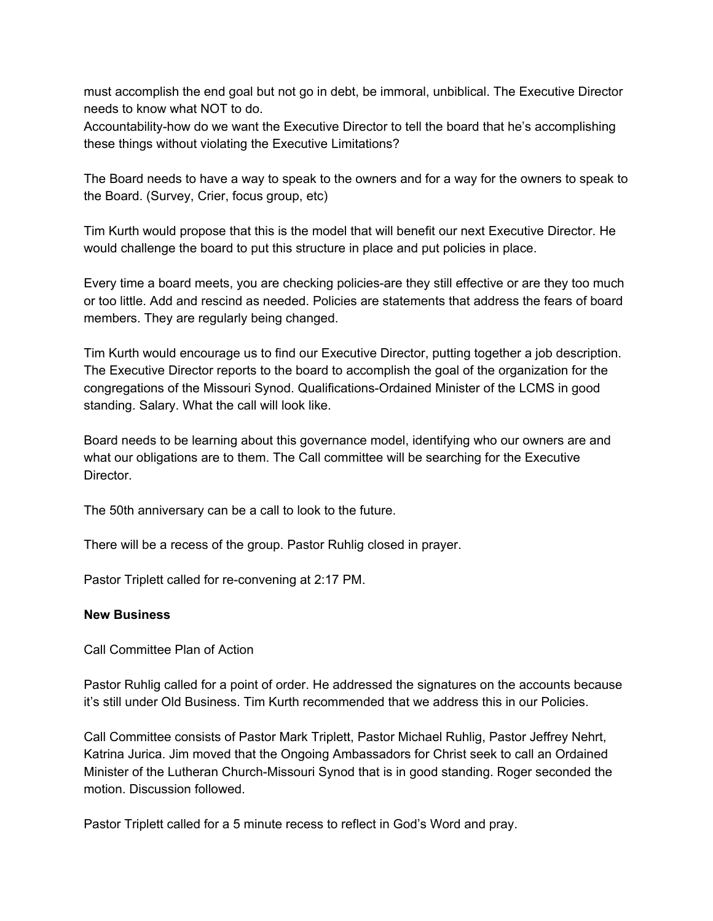must accomplish the end goal but not go in debt, be immoral, unbiblical. The Executive Director needs to know what NOT to do.
Accountability-how do we want the Executive Director to tell the board that he's accomplishing these things without violating the Executive Limitations?

The Board needs to have a way to speak to the owners and for a way for the owners to speak to the Board. (Survey, Crier, focus group, etc)

Tim Kurth would propose that this is the model that will benefit our next Executive Director. He would challenge the board to put this structure in place and put policies in place.

Every time a board meets, you are checking policies-are they still effective or are they too much or too little. Add and rescind as needed. Policies are statements that address the fears of board members. They are regularly being changed.

Tim Kurth would encourage us to find our Executive Director, putting together a job description. The Executive Director reports to the board to accomplish the goal of the organization for the congregations of the Missouri Synod. Qualifications-Ordained Minister of the LCMS in good standing. Salary. What the call will look like.

Board needs to be learning about this governance model, identifying who our owners are and what our obligations are to them. The Call committee will be searching for the Executive Director.

The 50th anniversary can be a call to look to the future.

There will be a recess of the group. Pastor Ruhlig closed in prayer.

Pastor Triplett called for re-convening at 2:17 PM.

**New Business**

Call Committee Plan of Action

Pastor Ruhlig called for a point of order. He addressed the signatures on the accounts because it's still under Old Business. Tim Kurth recommended that we address this in our Policies.

Call Committee consists of Pastor Mark Triplett, Pastor Michael Ruhlig, Pastor Jeffrey Nehrt, Katrina Jurica. Jim moved that the Ongoing Ambassadors for Christ seek to call an Ordained Minister of the Lutheran Church-Missouri Synod that is in good standing. Roger seconded the motion. Discussion followed.

Pastor Triplett called for a 5 minute recess to reflect in God's Word and pray.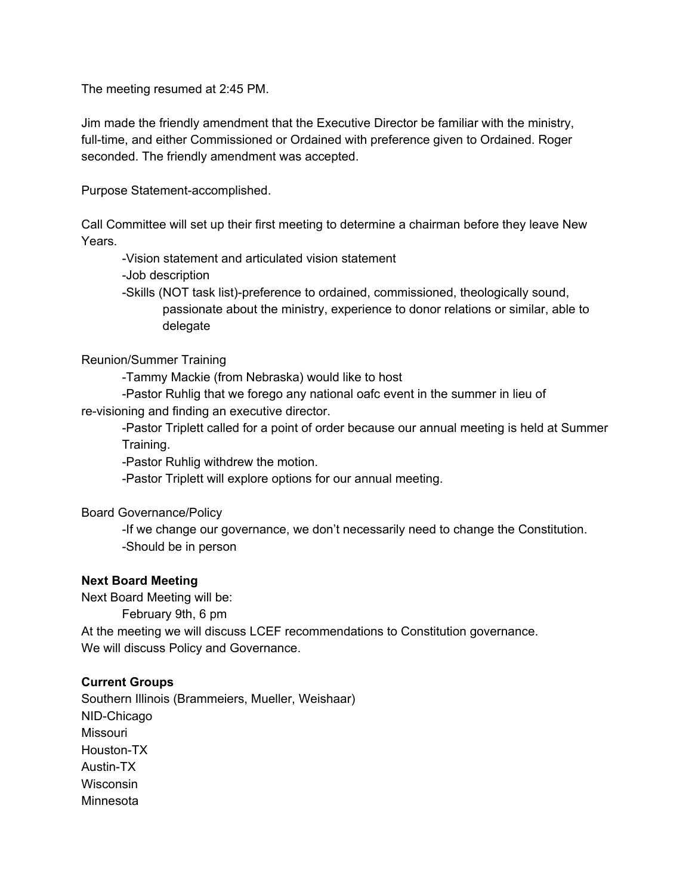The meeting resumed at 2:45 PM.

Jim made the friendly amendment that the Executive Director be familiar with the ministry, full-time, and either Commissioned or Ordained with preference given to Ordained. Roger seconded. The friendly amendment was accepted.

Purpose Statement-accomplished.

Call Committee will set up their first meeting to determine a chairman before they leave New Years.

- -Vision statement and articulated vision statement
- -Job description
- -Skills (NOT task list)-preference to ordained, commissioned, theologically sound, passionate about the ministry, experience to donor relations or similar, able to delegate

Reunion/Summer Training

- -Tammy Mackie (from Nebraska) would like to host
- -Pastor Ruhlig that we forego any national oafc event in the summer in lieu of re-visioning and finding an executive director.
- -Pastor Triplett called for a point of order because our annual meeting is held at Summer Training.
- -Pastor Ruhlig withdrew the motion.
- -Pastor Triplett will explore options for our annual meeting.

Board Governance/Policy

- -If we change our governance, we don't necessarily need to change the Constitution.
- -Should be in person

**Next Board Meeting**

Next Board Meeting will be:

February 9th, 6 pm

At the meeting we will discuss LCEF recommendations to Constitution governance.
We will discuss Policy and Governance.

**Current Groups**

Southern Illinois (Brammeiers, Mueller, Weishaar)
NID-Chicago
Missouri
Houston-TX
Austin-TX
Wisconsin
Minnesota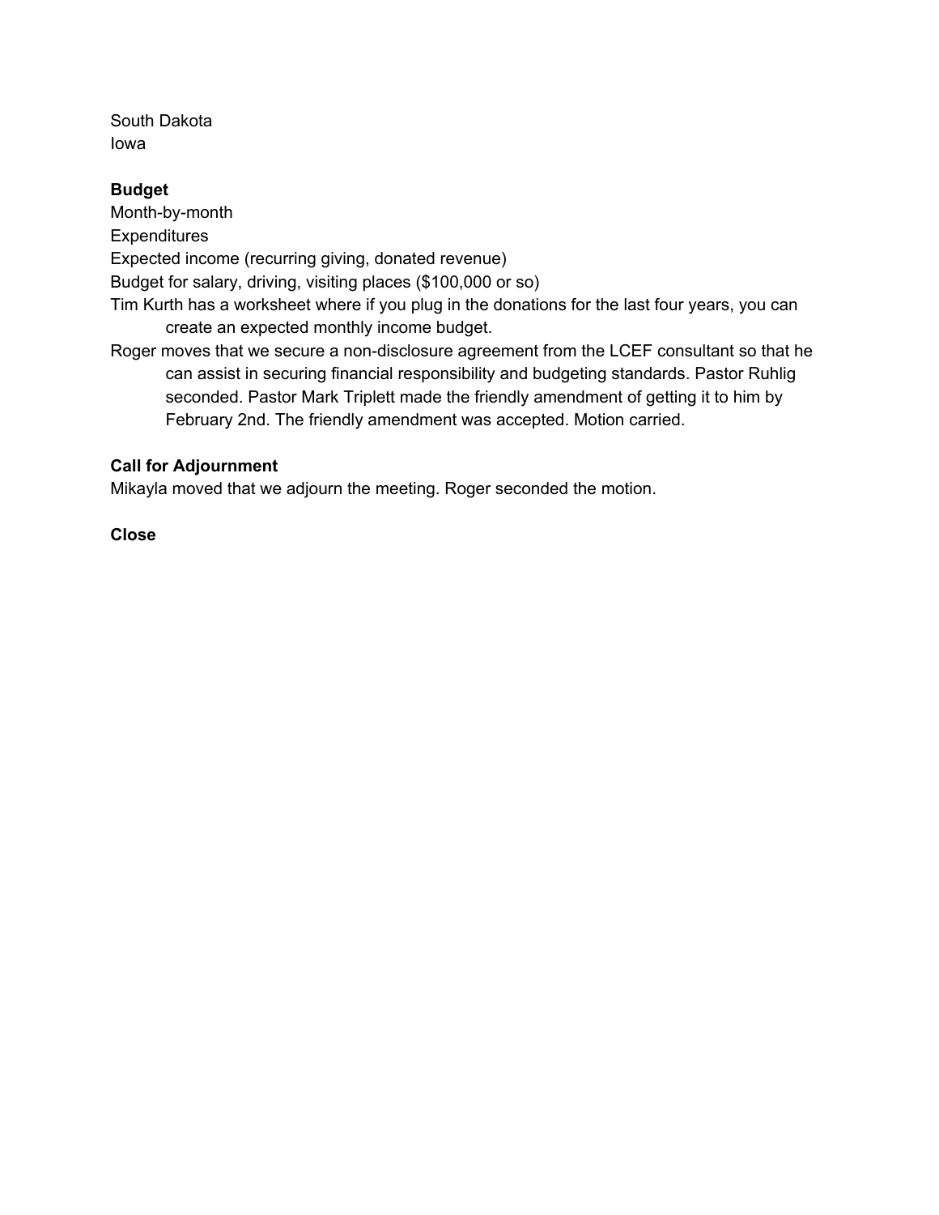South Dakota
Iowa

**Budget**

Month-by-month
Expenditures
Expected income (recurring giving, donated revenue)
Budget for salary, driving, visiting places ($100,000 or so)
Tim Kurth has a worksheet where if you plug in the donations for the last four years, you can create an expected monthly income budget.
Roger moves that we secure a non-disclosure agreement from the LCEF consultant so that he can assist in securing financial responsibility and budgeting standards. Pastor Ruhlig seconded. Pastor Mark Triplett made the friendly amendment of getting it to him by February 2nd. The friendly amendment was accepted. Motion carried.

**Call for Adjournment**

Mikayla moved that we adjourn the meeting. Roger seconded the motion.

**Close**